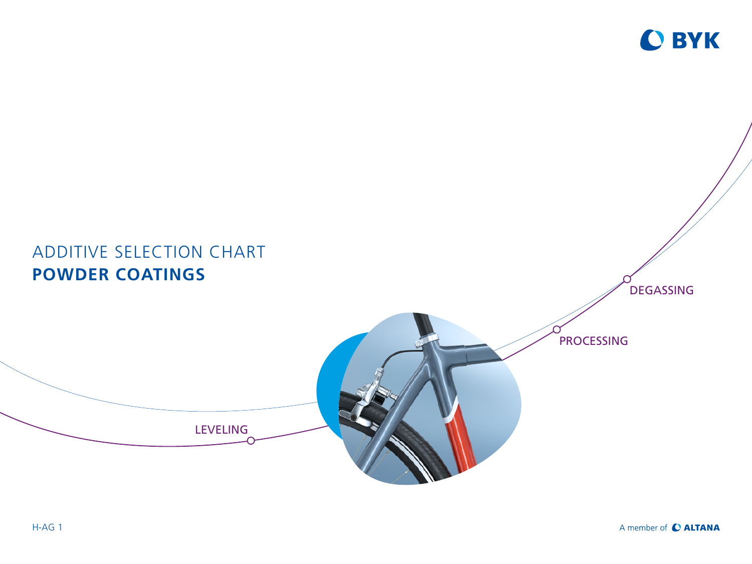# ADDITIVE SELECTION CHART
# POWDER COATINGS

DEGASSING

PROCESSING

LEVELING

H-AG 1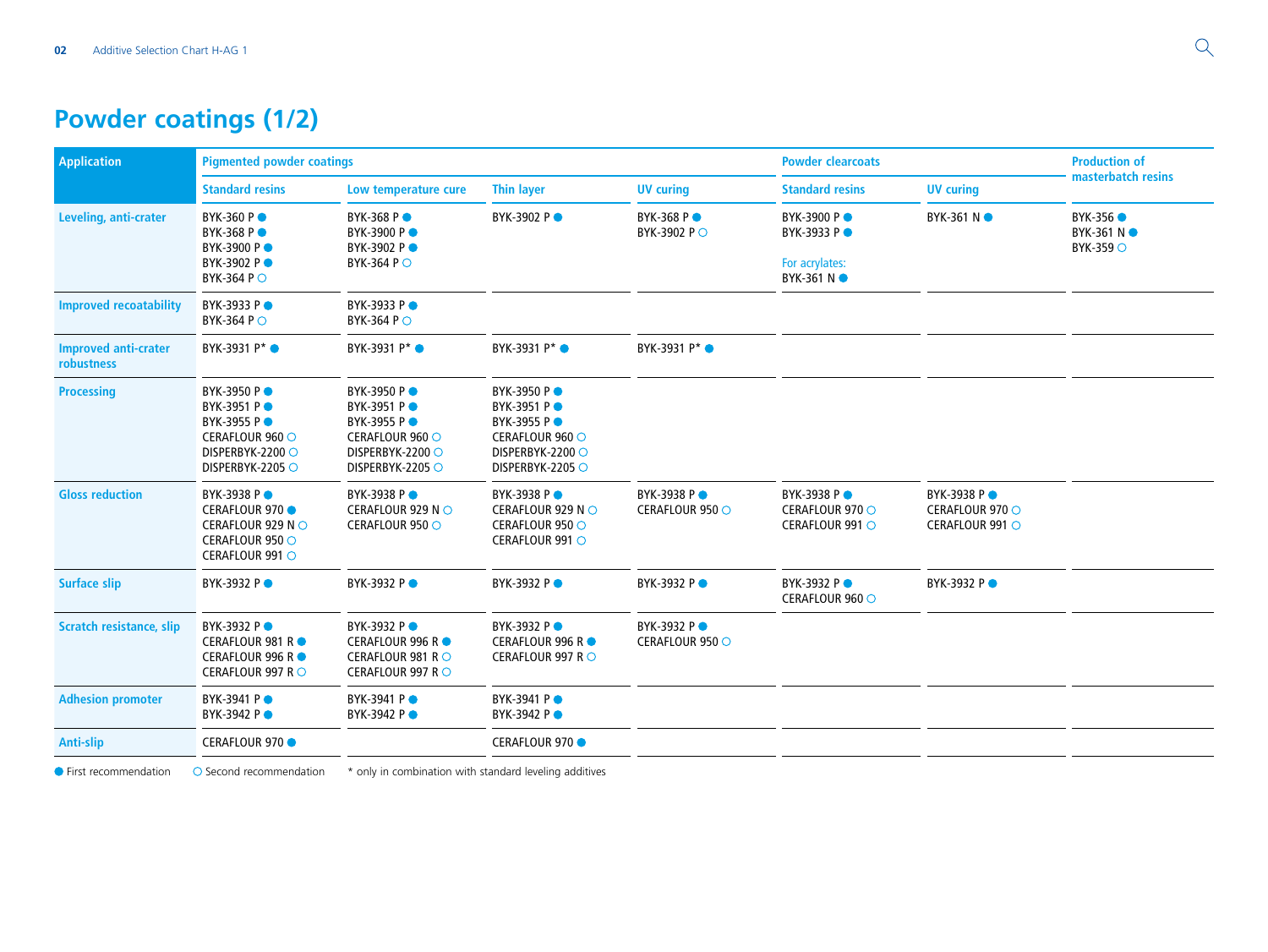# Powder coatings (1/2)

| Application | Pigmented powder coatings | | | | Powder clearcoats | | Production of masterbatch resins |
|---|---|---|---|---|---|---|---|
| | Standard resins | Low temperature cure | Thin layer | UV curing | Standard resins | UV curing | |
| Leveling, anti-crater | BYK-360 P ●<br>BYK-368 P ●<br>BYK-3900 P ●<br>BYK-3902 P ●<br>BYK-364 P ○ | BYK-368 P ●<br>BYK-3900 P ●<br>BYK-3902 P ●<br>BYK-364 P ○ | BYK-3902 P ● | BYK-368 P ●<br>BYK-3902 P ○ | BYK-3900 P ●<br>BYK-3933 P ●<br>For acrylates:<br>BYK-361 N ● | BYK-361 N ● | BYK-356 ●<br>BYK-361 N ●<br>BYK-359 ○ |
| Improved recoatability | BYK-3933 P ●<br>BYK-364 P ○ | BYK-3933 P ●<br>BYK-364 P ○ | | | | | |
| Improved anti-crater robustness | BYK-3931 P* ● | BYK-3931 P* ● | BYK-3931 P* ● | BYK-3931 P* ● | | | |
| Processing | BYK-3950 P ●<br>BYK-3951 P ●<br>BYK-3955 P ●<br>CERAFLOUR 960 ○<br>DISPERBYK-2200 ○<br>DISPERBYK-2205 ○ | BYK-3950 P ●<br>BYK-3951 P ●<br>BYK-3955 P ●<br>CERAFLOUR 960 ○<br>DISPERBYK-2200 ○<br>DISPERBYK-2205 ○ | BYK-3950 P ●<br>BYK-3951 P ●<br>BYK-3955 P ●<br>CERAFLOUR 960 ○<br>DISPERBYK-2200 ○<br>DISPERBYK-2205 ○ | | | | |
| Gloss reduction | BYK-3938 P ●<br>CERAFLOUR 970 ●<br>CERAFLOUR 929 N ○<br>CERAFLOUR 950 ○<br>CERAFLOUR 991 ○ | BYK-3938 P ●<br>CERAFLOUR 929 N ○<br>CERAFLOUR 950 ○ | BYK-3938 P ●<br>CERAFLOUR 929 N ○<br>CERAFLOUR 950 ○<br>CERAFLOUR 991 ○ | BYK-3938 P ●<br>CERAFLOUR 950 ○ | BYK-3938 P ●<br>CERAFLOUR 970 ○<br>CERAFLOUR 991 ○ | BYK-3938 P ●<br>CERAFLOUR 970 ○<br>CERAFLOUR 991 ○ | |
| Surface slip | BYK-3932 P ● | BYK-3932 P ● | BYK-3932 P ● | BYK-3932 P ● | BYK-3932 P ●<br>CERAFLOUR 960 ○ | BYK-3932 P ● | |
| Scratch resistance, slip | BYK-3932 P ●<br>CERAFLOUR 981 R ●<br>CERAFLOUR 996 R ●<br>CERAFLOUR 997 R ○ | BYK-3932 P ●<br>CERAFLOUR 996 R ●<br>CERAFLOUR 981 R ○<br>CERAFLOUR 997 R ○ | BYK-3932 P ●<br>CERAFLOUR 996 R ●<br>CERAFLOUR 997 R ○ | BYK-3932 P ●<br>CERAFLOUR 950 ○ | | | |
| Adhesion promoter | BYK-3941 P ●<br>BYK-3942 P ● | BYK-3941 P ●<br>BYK-3942 P ● | BYK-3941 P ●<br>BYK-3942 P ● | | | | |
| Anti-slip | CERAFLOUR 970 ● | | CERAFLOUR 970 ● | | | | |

● First recommendation ○ Second recommendation * only in combination with standard leveling additives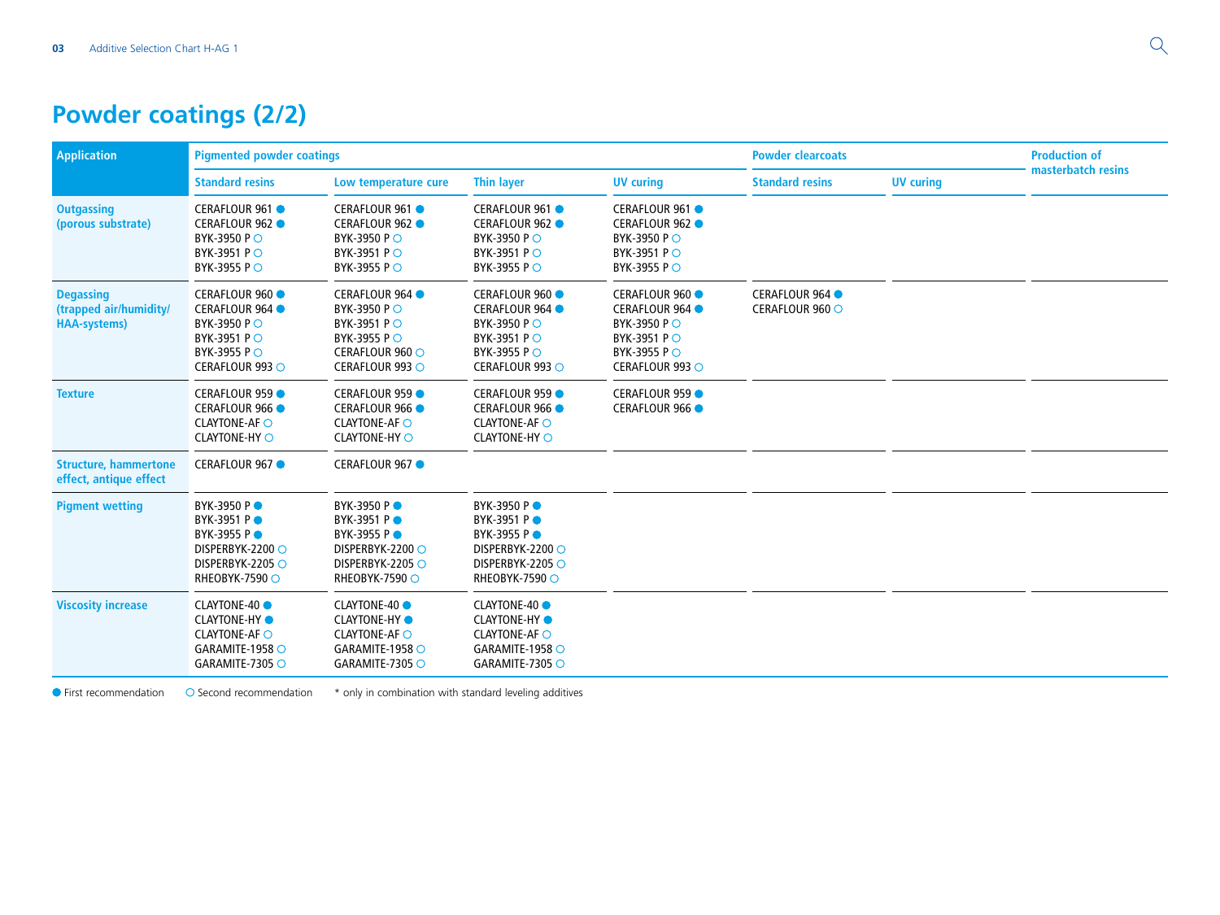# Powder coatings (2/2)

| Application | Pigmented powder coatings | | | | Powder clearcoats | | Production of masterbatch resins |
|---|---|---|---|---|---|---|---|
| | Standard resins | Low temperature cure | Thin layer | UV curing | Standard resins | UV curing | |
| Outgassing (porous substrate) | CERAFLOUR 961 ●<br>CERAFLOUR 962 ●<br>BYK-3950 P ○<br>BYK-3951 P ○<br>BYK-3955 P ○ | CERAFLOUR 961 ●<br>CERAFLOUR 962 ●<br>BYK-3950 P ○<br>BYK-3951 P ○<br>BYK-3955 P ○ | CERAFLOUR 961 ●<br>CERAFLOUR 962 ●<br>BYK-3950 P ○<br>BYK-3951 P ○<br>BYK-3955 P ○ | CERAFLOUR 961 ●<br>CERAFLOUR 962 ●<br>BYK-3950 P ○<br>BYK-3951 P ○<br>BYK-3955 P ○ | | | |
| Degassing (trapped air/humidity/ HAA-systems) | CERAFLOUR 960 ●<br>CERAFLOUR 964 ●<br>BYK-3950 P ○<br>BYK-3951 P ○<br>BYK-3955 P ○<br>CERAFLOUR 993 ○ | CERAFLOUR 964 ●<br>BYK-3950 P ○<br>BYK-3951 P ○<br>BYK-3955 P ○<br>CERAFLOUR 960 ○<br>CERAFLOUR 993 ○ | CERAFLOUR 960 ●<br>CERAFLOUR 964 ●<br>BYK-3950 P ○<br>BYK-3951 P ○<br>BYK-3955 P ○<br>CERAFLOUR 993 ○ | CERAFLOUR 960 ●<br>CERAFLOUR 964 ●<br>BYK-3950 P ○<br>BYK-3951 P ○<br>BYK-3955 P ○<br>CERAFLOUR 993 ○ | CERAFLOUR 964 ●<br>CERAFLOUR 960 ○ | | |
| Texture | CERAFLOUR 959 ●<br>CERAFLOUR 966 ●<br>CLAYTONE-AF ○<br>CLAYTONE-HY ○ | CERAFLOUR 959 ●<br>CERAFLOUR 966 ●<br>CLAYTONE-AF ○<br>CLAYTONE-HY ○ | CERAFLOUR 959 ●<br>CERAFLOUR 966 ●<br>CLAYTONE-AF ○<br>CLAYTONE-HY ○ | CERAFLOUR 959 ●<br>CERAFLOUR 966 ● | | | |
| Structure, hammertone effect, antique effect | CERAFLOUR 967 ● | CERAFLOUR 967 ● | | | | | |
| Pigment wetting | BYK-3950 P ●<br>BYK-3951 P ●<br>BYK-3955 P ●<br>DISPERBYK-2200 ○<br>DISPERBYK-2205 ○<br>RHEOBYK-7590 ○ | BYK-3950 P ●<br>BYK-3951 P ●<br>BYK-3955 P ●<br>DISPERBYK-2200 ○<br>DISPERBYK-2205 ○<br>RHEOBYK-7590 ○ | BYK-3950 P ●<br>BYK-3951 P ●<br>BYK-3955 P ●<br>DISPERBYK-2200 ○<br>DISPERBYK-2205 ○<br>RHEOBYK-7590 ○ | | | | |
| Viscosity increase | CLAYTONE-40 ●<br>CLAYTONE-HY ●<br>CLAYTONE-AF ○<br>GARAMITE-1958 ○<br>GARAMITE-7305 ○ | CLAYTONE-40 ●<br>CLAYTONE-HY ●<br>CLAYTONE-AF ○<br>GARAMITE-1958 ○<br>GARAMITE-7305 ○ | CLAYTONE-40 ●<br>CLAYTONE-HY ●<br>CLAYTONE-AF ○<br>GARAMITE-1958 ○<br>GARAMITE-7305 ○ | | | | |

● First recommendation ○ Second recommendation * only in combination with standard leveling additives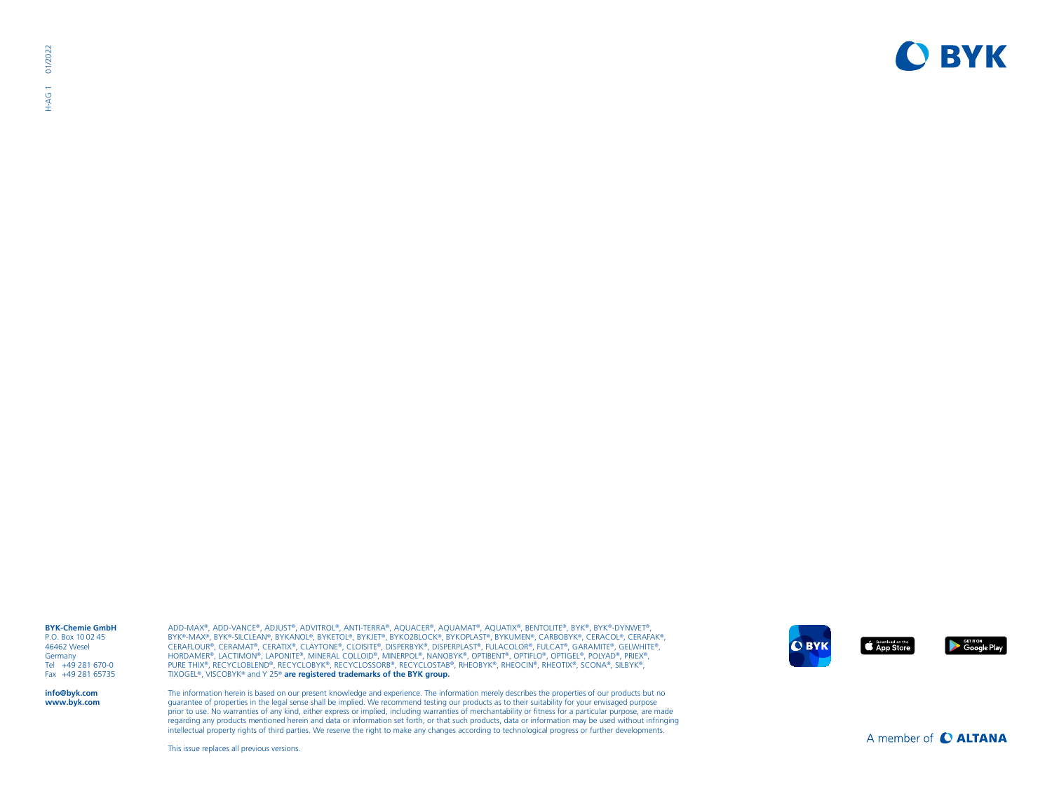H-AG 1 01/2022

**BYK-Chemie GmbH**
P.O. Box 10 02 45
46462 Wesel
Germany
Tel +49 281 670-0
Fax +49 281 65735

**info@byk.com**
**www.byk.com**

ADD-MAX®, ADD-VANCE®, ADJUST®, ADVITROL®, ANTI-TERRA®, AQUACER®, AQUAMAT®, AQUATIX®, BENTOLITE®, BYK®, BYK®-DYNWET®, BYK®-MAX®, BYK®-SILCLEAN®, BYKANOL®, BYKETOL®, BYKJET®, BYKO2BLOCK®, BYKOPLAST®, BYKUMEN®, CARBOBYK®, CERACOL®, CERAFAK®, CERAFLOUR®, CERAMAT®, CERATIX®, CLAYTONE®, CLOISITE®, DISPERBYK®, DISPERPLAST®, FULACOLOR®, FULCAT®, GARAMITE®, GELWHITE®, HORDAMER®, LACTIMON®, LAPONITE®, MINERAL COLLOID®, MINERPOL®, NANOBYK®, OPTIBENT®, OPTIFLO®, OPTIGEL®, POLYAD®, PRIEX®, PURE THIX®, RECYCLOBLEND®, RECYCLOBYK®, RECYCLOSSORB®, RECYCLOSTAB®, RHEOBYK®, RHEOCIN®, RHEOTIX®, SCONA®, SILBYK®, TIXOGEL®, VISCOBYK® and Y 25® **are registered trademarks of the BYK group.**

The information herein is based on our present knowledge and experience. The information merely describes the properties of our products but no guarantee of properties in the legal sense shall be implied. We recommend testing our products as to their suitability for your envisaged purpose prior to use. No warranties of any kind, either express or implied, including warranties of merchantability or fitness for a particular purpose, are made regarding any products mentioned herein and data or information set forth, or that such products, data or information may be used without infringing intellectual property rights of third parties. We reserve the right to make any changes according to technological progress or further developments.

This issue replaces all previous versions.

A member of ALTANA